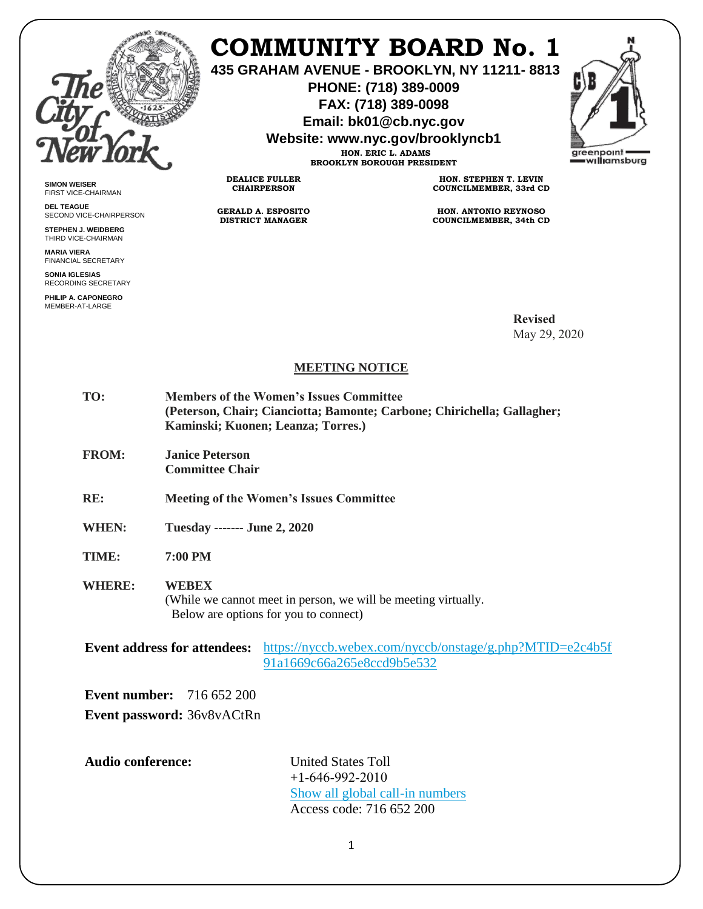# COMMUNITY BOARD No. 1

**435 GRAHAM AVENUE - BROOKLYN, NY 11211- 8813**
**PHONE: (718) 389-0009**
**FAX: (718) 389-0098**
**Email: bk01@cb.nyc.gov**
**Website: www.nyc.gov/brooklyncb1**

**HON. ERIC L. ADAMS**
**BROOKLYN BOROUGH PRESIDENT**

**DEALICE FULLER**
**CHAIRPERSON**

**GERALD A. ESPOSITO**
**DISTRICT MANAGER**

**HON. STEPHEN T. LEVIN**
**COUNCILMEMBER, 33rd CD**

**HON. ANTONIO REYNOSO**
**COUNCILMEMBER, 34th CD**

**SIMON WEISER**
FIRST VICE-CHAIRMAN

**DEL TEAGUE**
SECOND VICE-CHAIRPERSON

**STEPHEN J. WEIDBERG**
THIRD VICE-CHAIRMAN

**MARIA VIERA**
FINANCIAL SECRETARY

**SONIA IGLESIAS**
RECORDING SECRETARY

**PHILIP A. CAPONEGRO**
MEMBER-AT-LARGE

**Revised**
May 29, 2020

## MEETING NOTICE

**TO:** **Members of the Women's Issues Committee**
**(Peterson, Chair; Cianciotta; Bamonte; Carbone; Chirichella; Gallagher; Kaminski; Kuonen; Leanza; Torres.)**

**FROM:** **Janice Peterson**
**Committee Chair**

**RE:** **Meeting of the Women's Issues Committee**

**WHEN:** **Tuesday ------- June 2, 2020**

**TIME:** **7:00 PM**

**WHERE:** **WEBEX**
(While we cannot meet in person, we will be meeting virtually. Below are options for you to connect)

**Event address for attendees:** https://nyccb.webex.com/nyccb/onstage/g.php?MTID=e2c4b5f91a1669c66a265e8ccd9b5e532

**Event number:** 716 652 200

**Event password:** 36v8vACtRn

**Audio conference:** United States Toll
+1-646-992-2010
Show all global call-in numbers
Access code: 716 652 200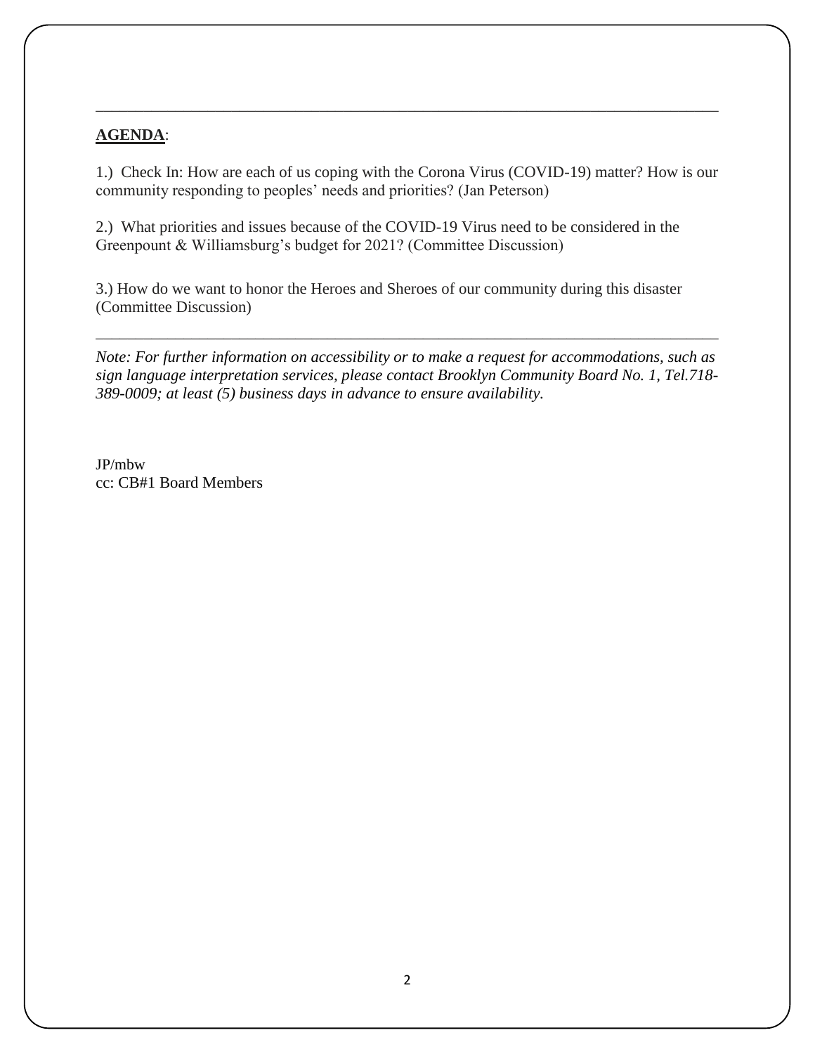---

**AGENDA**:

1.) Check In: How are each of us coping with the Corona Virus (COVID-19) matter? How is our community responding to peoples' needs and priorities? (Jan Peterson)

2.) What priorities and issues because of the COVID-19 Virus need to be considered in the Greenpount & Williamsburg's budget for 2021? (Committee Discussion)

3.) How do we want to honor the Heroes and Sheroes of our community during this disaster (Committee Discussion)

---

*Note: For further information on accessibility or to make a request for accommodations, such as sign language interpretation services, please contact Brooklyn Community Board No. 1, Tel.718-389-0009; at least (5) business days in advance to ensure availability.*

JP/mbw
cc: CB#1 Board Members